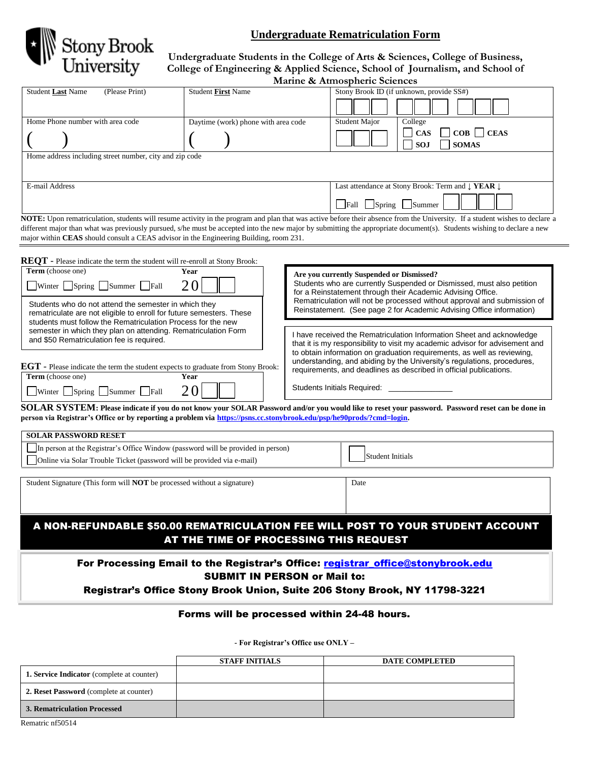Stony Brook University

# Undergraduate Rematriculation Form

**Undergraduate Students in the College of Arts & Sciences, College of Business, College of Engineering & Applied Science, School of Journalism, and School of Marine & Atmospheric Sciences**

| Student **Last** Name (Please Print) | Student **First** Name | Stony Brook ID (if unknown, provide SS#) |
|---|---|---|
| Home Phone number with area code ( ) | Daytime (work) phone with area code ( ) | Student Major / College ☐ CAS ☐ COB ☐ CEAS ☐ SOJ ☐ SOMAS |
| Home address including street number, city and zip code | | |
| E-mail Address | | Last attendance at Stony Brook: Term and ↓ YEAR ↓ ☐ Fall ☐ Spring ☐ Summer |

**NOTE:** Upon rematriculation, students will resume activity in the program and plan that was active before their absence from the University. If a student wishes to declare a different major than what was previously pursued, s/he must be accepted into the new major by submitting the appropriate document(s). Students wishing to declare a new major within **CEAS** should consult a CEAS advisor in the Engineering Building, room 231.

**REQT** - Please indicate the term the student will re-enroll at Stony Brook:

**Term** (choose one): ☐ Winter ☐ Spring ☐ Summer ☐ Fall **Year** 20__

Students who do not attend the semester in which they rematriculate are not eligible to enroll for future semesters. These students must follow the Rematriculation Process for the new semester in which they plan on attending. Rematriculation Form and $50 Rematriculation fee is required.

**EGT** - Please indicate the term the student expects to graduate from Stony Brook:

**Term** (choose one): ☐ Winter ☐ Spring ☐ Summer ☐ Fall **Year** 20__

**Are you currently Suspended or Dismissed?**
Students who are currently Suspended or Dismissed, must also petition for a Reinstatement through their Academic Advising Office. Rematriculation will not be processed without approval and submission of Reinstatement. (See page 2 for Academic Advising Office information)

I have received the Rematriculation Information Sheet and acknowledge that it is my responsibility to visit my academic advisor for advisement and to obtain information on graduation requirements, as well as reviewing, understanding, and abiding by the University's regulations, procedures, requirements, and deadlines as described in official publications.

Students Initials Required: ______________

**SOLAR SYSTEM: Please indicate if you do not know your SOLAR Password and/or you would like to reset your password. Password reset can be done in person via Registrar's Office or by reporting a problem via https://psns.cc.stonybrook.edu/psp/he90prods/?cmd=login.**

| SOLAR PASSWORD RESET | |
|---|---|
| ☐ In person at the Registrar's Office Window (password will be provided in person) ☐ Online via Solar Trouble Ticket (password will be provided via e-mail) | ☐ Student Initials |

| Student Signature (This form will **NOT** be processed without a signature) | Date |
|---|---|
| | |

**A NON-REFUNDABLE $50.00 REMATRICULATION FEE WILL POST TO YOUR STUDENT ACCOUNT AT THE TIME OF PROCESSING THIS REQUEST**

**For Processing Email to the Registrar's Office: registrar_office@stonybrook.edu**
**SUBMIT IN PERSON or Mail to:**
**Registrar's Office Stony Brook Union, Suite 206 Stony Brook, NY 11798-3221**

**Forms will be processed within 24-48 hours.**

**- For Registrar's Office use ONLY –**

| | STAFF INITIALS | DATE COMPLETED |
|---|---|---|
| **1. Service Indicator** (complete at counter) | | |
| **2. Reset Password** (complete at counter) | | |
| **3. Rematriculation Processed** | | |

Rematric nf50514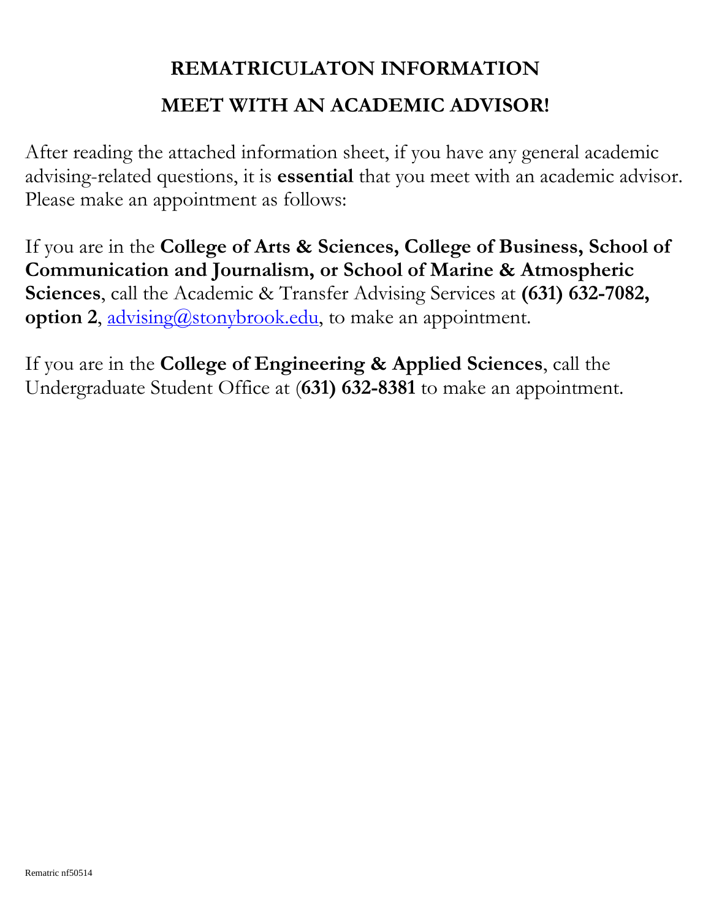# REMATRICULATON INFORMATION

# MEET WITH AN ACADEMIC ADVISOR!

After reading the attached information sheet, if you have any general academic advising-related questions, it is **essential** that you meet with an academic advisor. Please make an appointment as follows:

If you are in the **College of Arts & Sciences, College of Business, School of Communication and Journalism, or School of Marine & Atmospheric Sciences**, call the Academic & Transfer Advising Services at **(631) 632-7082, option 2**, [advising@stonybrook.edu](mailto:advising@stonybrook.edu), to make an appointment.

If you are in the **College of Engineering & Applied Sciences**, call the Undergraduate Student Office at (**631) 632-8381** to make an appointment.

Rematric nf50514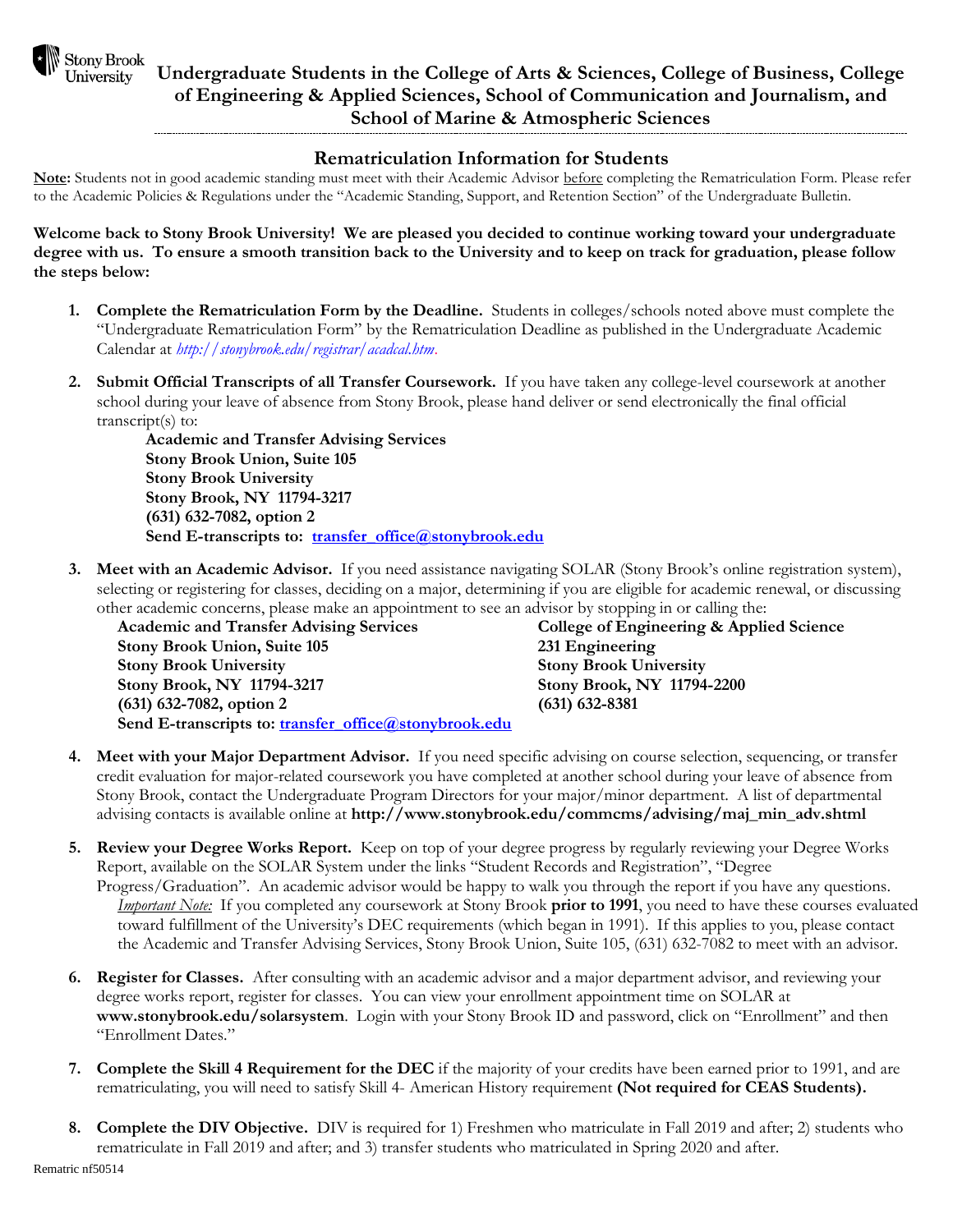# Undergraduate Students in the College of Arts & Sciences, College of Business, College of Engineering & Applied Sciences, School of Communication and Journalism, and School of Marine & Atmospheric Sciences

## Rematriculation Information for Students

**Note:** Students not in good academic standing must meet with their Academic Advisor before completing the Rematriculation Form. Please refer to the Academic Policies & Regulations under the "Academic Standing, Support, and Retention Section" of the Undergraduate Bulletin.

**Welcome back to Stony Brook University! We are pleased you decided to continue working toward your undergraduate degree with us. To ensure a smooth transition back to the University and to keep on track for graduation, please follow the steps below:**

1. **Complete the Rematriculation Form by the Deadline.** Students in colleges/schools noted above must complete the "Undergraduate Rematriculation Form" by the Rematriculation Deadline as published in the Undergraduate Academic Calendar at *http://stonybrook.edu/registrar/acadcal.htm.*

2. **Submit Official Transcripts of all Transfer Coursework.** If you have taken any college-level coursework at another school during your leave of absence from Stony Brook, please hand deliver or send electronically the final official transcript(s) to:

   **Academic and Transfer Advising Services**
   **Stony Brook Union, Suite 105**
   **Stony Brook University**
   **Stony Brook, NY 11794-3217**
   **(631) 632-7082, option 2**
   **Send E-transcripts to: transfer_office@stonybrook.edu**

3. **Meet with an Academic Advisor.** If you need assistance navigating SOLAR (Stony Brook's online registration system), selecting or registering for classes, deciding on a major, determining if you are eligible for academic renewal, or discussing other academic concerns, please make an appointment to see an advisor by stopping in or calling the:

   **Academic and Transfer Advising Services**
   **Stony Brook Union, Suite 105**
   **Stony Brook University**
   **Stony Brook, NY 11794-3217**
   **(631) 632-7082, option 2**
   **Send E-transcripts to: transfer_office@stonybrook.edu**

   **College of Engineering & Applied Science**
   **231 Engineering**
   **Stony Brook University**
   **Stony Brook, NY 11794-2200**
   **(631) 632-8381**

4. **Meet with your Major Department Advisor.** If you need specific advising on course selection, sequencing, or transfer credit evaluation for major-related coursework you have completed at another school during your leave of absence from Stony Brook, contact the Undergraduate Program Directors for your major/minor department. A list of departmental advising contacts is available online at **http://www.stonybrook.edu/commcms/advising/maj_min_adv.shtml**

5. **Review your Degree Works Report.** Keep on top of your degree progress by regularly reviewing your Degree Works Report, available on the SOLAR System under the links "Student Records and Registration", "Degree Progress/Graduation". An academic advisor would be happy to walk you through the report if you have any questions.
   *Important Note:* If you completed any coursework at Stony Brook **prior to 1991**, you need to have these courses evaluated toward fulfillment of the University's DEC requirements (which began in 1991). If this applies to you, please contact the Academic and Transfer Advising Services, Stony Brook Union, Suite 105, (631) 632-7082 to meet with an advisor.

6. **Register for Classes.** After consulting with an academic advisor and a major department advisor, and reviewing your degree works report, register for classes. You can view your enrollment appointment time on SOLAR at **www.stonybrook.edu/solarsystem**. Login with your Stony Brook ID and password, click on "Enrollment" and then "Enrollment Dates."

7. **Complete the Skill 4 Requirement for the DEC** if the majority of your credits have been earned prior to 1991, and are rematriculating, you will need to satisfy Skill 4- American History requirement **(Not required for CEAS Students).**

8. **Complete the DIV Objective.** DIV is required for 1) Freshmen who matriculate in Fall 2019 and after; 2) students who rematriculate in Fall 2019 and after; and 3) transfer students who matriculated in Spring 2020 and after.

Rematric nf50514